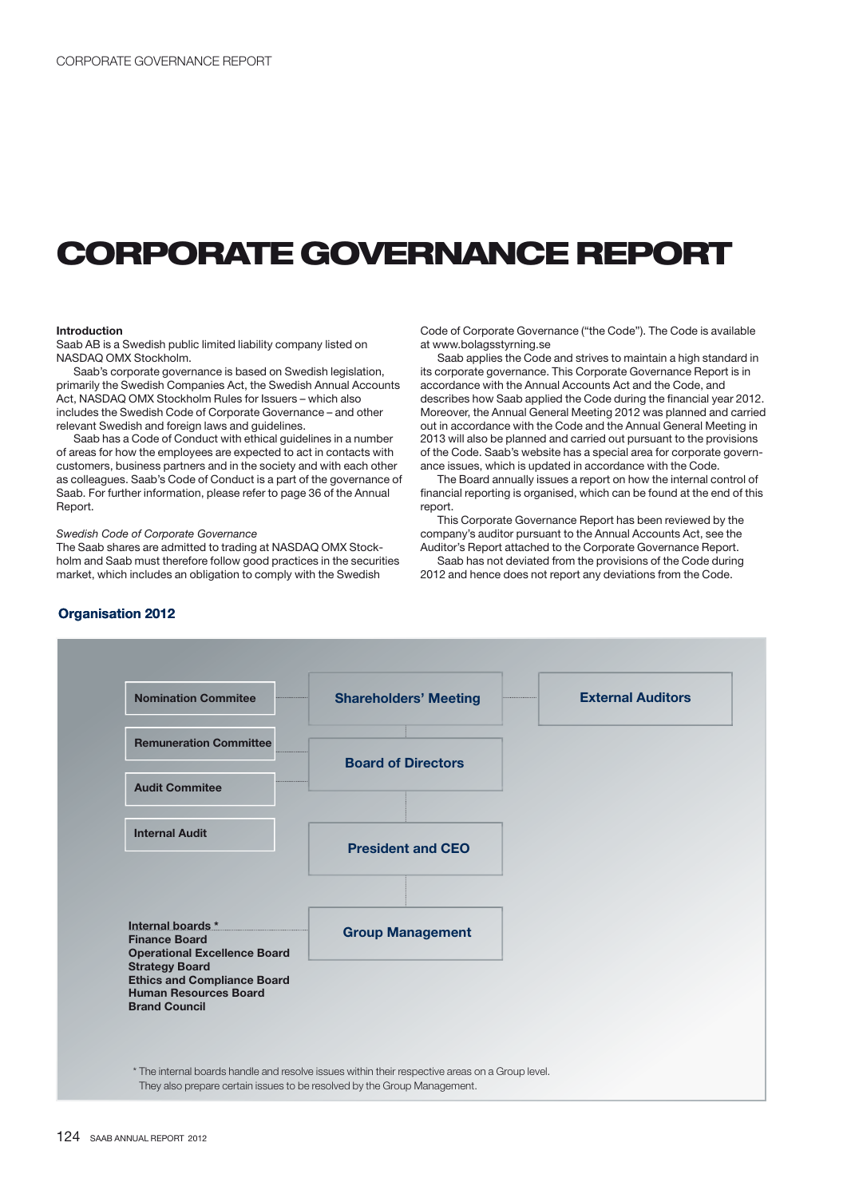#  CORPORATE GOVERNANCE REPORT

**Introduction**

Saab AB is a Swedish public limited liability company listed on NASDAQ OMX Stockholm.

Saab's corporate governance is based on Swedish legislation, primarily the Swedish Companies Act, the Swedish Annual Accounts Act, NASDAQ OMX Stockholm Rules for Issuers – which also includes the Swedish Code of Corporate Governance – and other relevant Swedish and foreign laws and guidelines.

Saab has a Code of Conduct with ethical guidelines in a number of areas for how the employees are expected to act in contacts with customers, business partners and in the society and with each other as colleagues. Saab's Code of Conduct is a part of the governance of Saab. For further information, please refer to page 36 of the Annual Report.

*Swedish Code of Corporate Governance*

The Saab shares are admitted to trading at NASDAQ OMX Stockholm and Saab must therefore follow good practices in the securities market, which includes an obligation to comply with the Swedish Code of Corporate Governance ("the Code"). The Code is available at www.bolagsstyrning.se

Saab applies the Code and strives to maintain a high standard in its corporate governance. This Corporate Governance Report is in accordance with the Annual Accounts Act and the Code, and describes how Saab applied the Code during the financial year 2012. Moreover, the Annual General Meeting 2012 was planned and carried out in accordance with the Code and the Annual General Meeting in 2013 will also be planned and carried out pursuant to the provisions of the Code. Saab's website has a special area for corporate governance issues, which is updated in accordance with the Code.

The Board annually issues a report on how the internal control of financial reporting is organised, which can be found at the end of this report.

This Corporate Governance Report has been reviewed by the company's auditor pursuant to the Annual Accounts Act, see the Auditor's Report attached to the Corporate Governance Report.

Saab has not deviated from the provisions of the Code during 2012 and hence does not report any deviations from the Code.

**Organisation 2012**

- Nomination Commitee
- Remuneration Committee
- Audit Commitee
- Internal Audit
- Shareholders' Meeting
- External Auditors
- Board of Directors
- President and CEO
- Group Management

**Internal boards ***
- Finance Board
- Operational Excellence Board
- Strategy Board
- Ethics and Compliance Board
- Human Resources Board
- Brand Council

* The internal boards handle and resolve issues within their respective areas on a Group level. They also prepare certain issues to be resolved by the Group Management.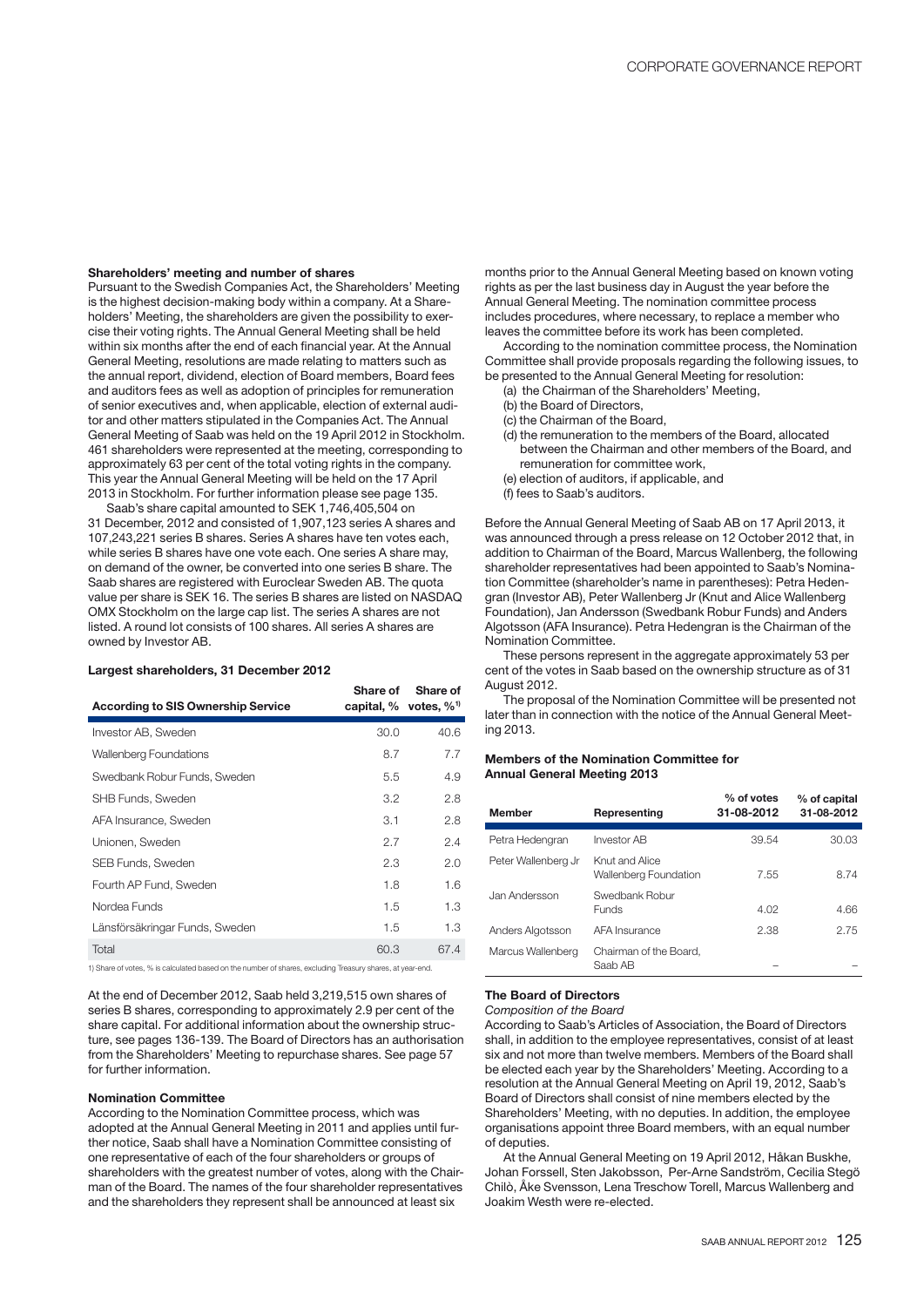### Shareholders' meeting and number of shares

Pursuant to the Swedish Companies Act, the Shareholders' Meeting is the highest decision-making body within a company. At a Shareholders' Meeting, the shareholders are given the possibility to exercise their voting rights. The Annual General Meeting shall be held within six months after the end of each financial year. At the Annual General Meeting, resolutions are made relating to matters such as the annual report, dividend, election of Board members, Board fees and auditors fees as well as adoption of principles for remuneration of senior executives and, when applicable, election of external auditor and other matters stipulated in the Companies Act. The Annual General Meeting of Saab was held on the 19 April 2012 in Stockholm. 461 shareholders were represented at the meeting, corresponding to approximately 63 per cent of the total voting rights in the company. This year the Annual General Meeting will be held on the 17 April 2013 in Stockholm. For further information please see page 135.

Saab's share capital amounted to SEK 1,746,405,504 on 31 December, 2012 and consisted of 1,907,123 series A shares and 107,243,221 series B shares. Series A shares have ten votes each, while series B shares have one vote each. One series A share may, on demand of the owner, be converted into one series B share. The Saab shares are registered with Euroclear Sweden AB. The quota value per share is SEK 16. The series B shares are listed on NASDAQ OMX Stockholm on the large cap list. The series A shares are not listed. A round lot consists of 100 shares. All series A shares are owned by Investor AB.

#### Largest shareholders, 31 December 2012

| According to SIS Ownership Service | Share of capital, % | Share of votes, %[1] |
|---|---|---|
| Investor AB, Sweden | 30.0 | 40.6 |
| Wallenberg Foundations | 8.7 | 7.7 |
| Swedbank Robur Funds, Sweden | 5.5 | 4.9 |
| SHB Funds, Sweden | 3.2 | 2.8 |
| AFA Insurance, Sweden | 3.1 | 2.8 |
| Unionen, Sweden | 2.7 | 2.4 |
| SEB Funds, Sweden | 2.3 | 2.0 |
| Fourth AP Fund, Sweden | 1.8 | 1.6 |
| Nordea Funds | 1.5 | 1.3 |
| Länsförsäkringar Funds, Sweden | 1.5 | 1.3 |
| Total | 60.3 | 67.4 |

1) Share of votes, % is calculated based on the number of shares, excluding Treasury shares, at year-end.

At the end of December 2012, Saab held 3,219,515 own shares of series B shares, corresponding to approximately 2.9 per cent of the share capital. For additional information about the ownership structure, see pages 136-139. The Board of Directors has an authorisation from the Shareholders' Meeting to repurchase shares. See page 57 for further information.

### Nomination Committee

According to the Nomination Committee process, which was adopted at the Annual General Meeting in 2011 and applies until further notice, Saab shall have a Nomination Committee consisting of one representative of each of the four shareholders or groups of shareholders with the greatest number of votes, along with the Chairman of the Board. The names of the four shareholder representatives and the shareholders they represent shall be announced at least six months prior to the Annual General Meeting based on known voting rights as per the last business day in August the year before the Annual General Meeting. The nomination committee process includes procedures, where necessary, to replace a member who leaves the committee before its work has been completed.

According to the nomination committee process, the Nomination Committee shall provide proposals regarding the following issues, to be presented to the Annual General Meeting for resolution:

(a) the Chairman of the Shareholders' Meeting,
(b) the Board of Directors,
(c) the Chairman of the Board,
(d) the remuneration to the members of the Board, allocated between the Chairman and other members of the Board, and remuneration for committee work,
(e) election of auditors, if applicable, and
(f) fees to Saab's auditors.

Before the Annual General Meeting of Saab AB on 17 April 2013, it was announced through a press release on 12 October 2012 that, in addition to Chairman of the Board, Marcus Wallenberg, the following shareholder representatives had been appointed to Saab's Nomination Committee (shareholder's name in parentheses): Petra Hedengran (Investor AB), Peter Wallenberg Jr (Knut and Alice Wallenberg Foundation), Jan Andersson (Swedbank Robur Funds) and Anders Algotsson (AFA Insurance). Petra Hedengran is the Chairman of the Nomination Committee.

These persons represent in the aggregate approximately 53 per cent of the votes in Saab based on the ownership structure as of 31 August 2012.

The proposal of the Nomination Committee will be presented not later than in connection with the notice of the Annual General Meeting 2013.

#### Members of the Nomination Committee for Annual General Meeting 2013

| Member | Representing | % of votes 31-08-2012 | % of capital 31-08-2012 |
|---|---|---|---|
| Petra Hedengran | Investor AB | 39.54 | 30.03 |
| Peter Wallenberg Jr | Knut and Alice Wallenberg Foundation | 7.55 | 8.74 |
| Jan Andersson | Swedbank Robur Funds | 4.02 | 4.66 |
| Anders Algotsson | AFA Insurance | 2.38 | 2.75 |
| Marcus Wallenberg | Chairman of the Board, Saab AB | – | – |

### The Board of Directors

*Composition of the Board*

According to Saab's Articles of Association, the Board of Directors shall, in addition to the employee representatives, consist of at least six and not more than twelve members. Members of the Board shall be elected each year by the Shareholders' Meeting. According to a resolution at the Annual General Meeting on April 19, 2012, Saab's Board of Directors shall consist of nine members elected by the Shareholders' Meeting, with no deputies. In addition, the employee organisations appoint three Board members, with an equal number of deputies.

At the Annual General Meeting on 19 April 2012, Håkan Buskhe, Johan Forssell, Sten Jakobsson, Per-Arne Sandström, Cecilia Stegö Chilò, Åke Svensson, Lena Treschow Torell, Marcus Wallenberg and Joakim Westh were re-elected.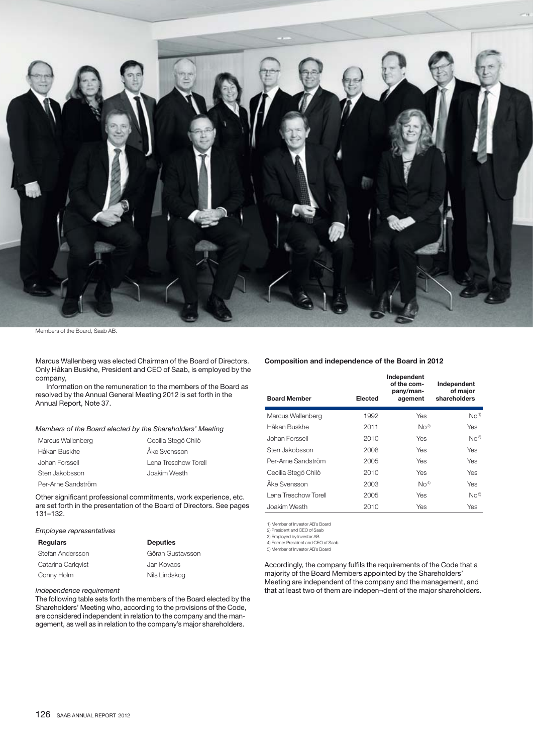Members of the Board, Saab AB.

Marcus Wallenberg was elected Chairman of the Board of Directors. Only Håkan Buskhe, President and CEO of Saab, is employed by the company,

Information on the remuneration to the members of the Board as resolved by the Annual General Meeting 2012 is set forth in the Annual Report, Note 37.

*Members of the Board elected by the Shareholders' Meeting*

| | |
|---|---|
| Marcus Wallenberg | Cecilia Stegö Chilò |
| Håkan Buskhe | Åke Svensson |
| Johan Forssell | Lena Treschow Torell |
| Sten Jakobsson | Joakim Westh |
| Per-Arne Sandström | |

Other significant professional commitments, work experience, etc. are set forth in the presentation of the Board of Directors. See pages 131–132.

*Employee representatives*

| Regulars | Deputies |
|---|---|
| Stefan Andersson | Göran Gustavsson |
| Catarina Carlqvist | Jan Kovacs |
| Conny Holm | Nils Lindskog |

*Independence requirement*

The following table sets forth the members of the Board elected by the Shareholders' Meeting who, according to the provisions of the Code, are considered independent in relation to the company and the management, as well as in relation to the company's major shareholders.

**Composition and independence of the Board in 2012**

| Board Member | Elected | Independent of the company/management | Independent of major shareholders |
|---|---|---|---|
| Marcus Wallenberg | 1992 | Yes | No[1] |
| Håkan Buskhe | 2011 | No[2] | Yes |
| Johan Forssell | 2010 | Yes | No[3] |
| Sten Jakobsson | 2008 | Yes | Yes |
| Per-Arne Sandström | 2005 | Yes | Yes |
| Cecilia Stegö Chilò | 2010 | Yes | Yes |
| Åke Svensson | 2003 | No[4] | Yes |
| Lena Treschow Torell | 2005 | Yes | No[5] |
| Joakim Westh | 2010 | Yes | Yes |

1) Member of Investor AB's Board
2) President and CEO of Saab
3) Employed by Investor AB
4) Former President and CEO of Saab
5) Member of Investor AB's Board

Accordingly, the company fulfils the requirements of the Code that a majority of the Board Members appointed by the Shareholders' Meeting are independent of the company and the management, and that at least two of them are indepen¬dent of the major shareholders.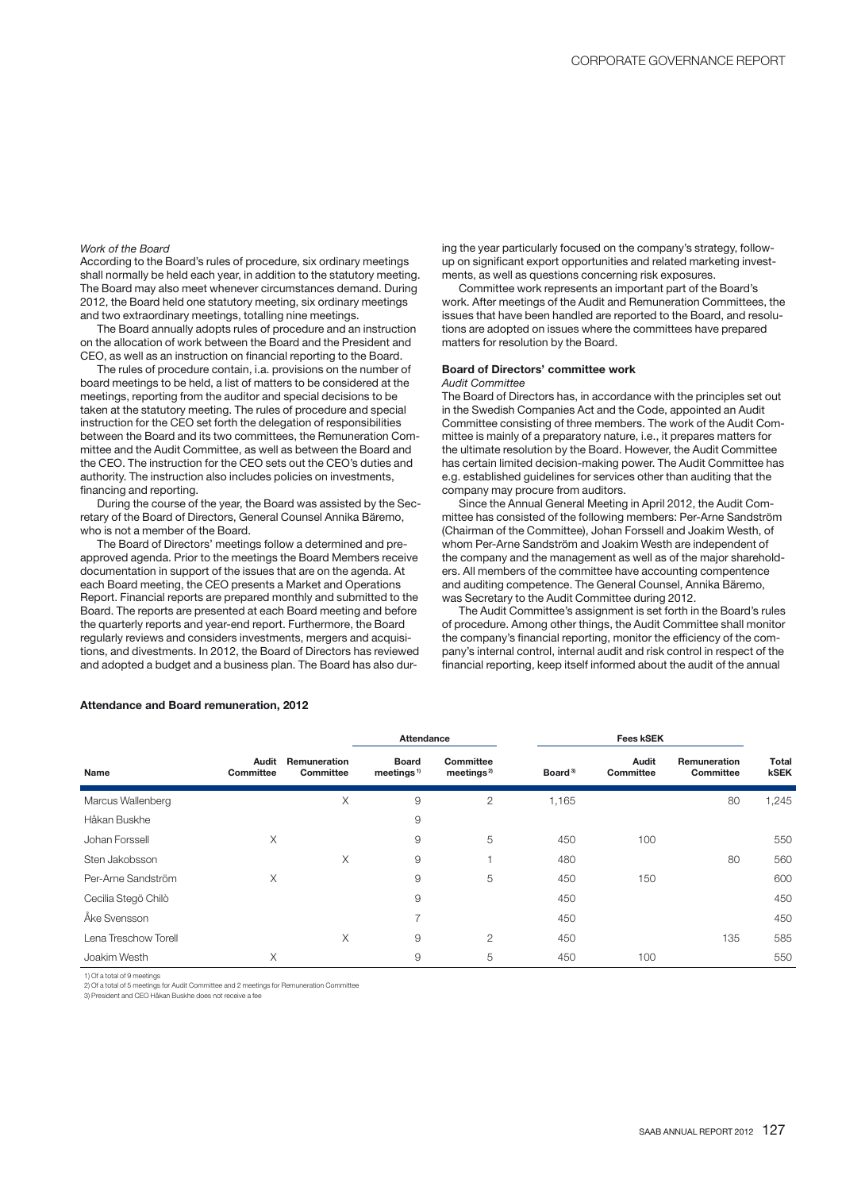*Work of the Board*

According to the Board's rules of procedure, six ordinary meetings shall normally be held each year, in addition to the statutory meeting. The Board may also meet whenever circumstances demand. During 2012, the Board held one statutory meeting, six ordinary meetings and two extraordinary meetings, totalling nine meetings.

The Board annually adopts rules of procedure and an instruction on the allocation of work between the Board and the President and CEO, as well as an instruction on financial reporting to the Board.

The rules of procedure contain, i.a. provisions on the number of board meetings to be held, a list of matters to be considered at the meetings, reporting from the auditor and special decisions to be taken at the statutory meeting. The rules of procedure and special instruction for the CEO set forth the delegation of responsibilities between the Board and its two committees, the Remuneration Committee and the Audit Committee, as well as between the Board and the CEO. The instruction for the CEO sets out the CEO's duties and authority. The instruction also includes policies on investments, financing and reporting.

During the course of the year, the Board was assisted by the Secretary of the Board of Directors, General Counsel Annika Bäremo, who is not a member of the Board.

The Board of Directors' meetings follow a determined and pre-approved agenda. Prior to the meetings the Board Members receive documentation in support of the issues that are on the agenda. At each Board meeting, the CEO presents a Market and Operations Report. Financial reports are prepared monthly and submitted to the Board. The reports are presented at each Board meeting and before the quarterly reports and year-end report. Furthermore, the Board regularly reviews and considers investments, mergers and acquisitions, and divestments. In 2012, the Board of Directors has reviewed and adopted a budget and a business plan. The Board has also during the year particularly focused on the company's strategy, follow-up on significant export opportunities and related marketing investments, as well as questions concerning risk exposures.

Committee work represents an important part of the Board's work. After meetings of the Audit and Remuneration Committees, the issues that have been handled are reported to the Board, and resolutions are adopted on issues where the committees have prepared matters for resolution by the Board.

**Board of Directors' committee work**

*Audit Committee*

The Board of Directors has, in accordance with the principles set out in the Swedish Companies Act and the Code, appointed an Audit Committee consisting of three members. The work of the Audit Committee is mainly of a preparatory nature, i.e., it prepares matters for the ultimate resolution by the Board. However, the Audit Committee has certain limited decision-making power. The Audit Committee has e.g. established guidelines for services other than auditing that the company may procure from auditors.

Since the Annual General Meeting in April 2012, the Audit Committee has consisted of the following members: Per-Arne Sandström (Chairman of the Committee), Johan Forssell and Joakim Westh, of whom Per-Arne Sandström and Joakim Westh are independent of the company and the management as well as of the major shareholders. All members of the committee have accounting compentence and auditing competence. The General Counsel, Annika Bäremo, was Secretary to the Audit Committee during 2012.

The Audit Committee's assignment is set forth in the Board's rules of procedure. Among other things, the Audit Committee shall monitor the company's financial reporting, monitor the efficiency of the company's internal control, internal audit and risk control in respect of the financial reporting, keep itself informed about the audit of the annual

**Attendance and Board remuneration, 2012**

| | | | Attendance | | Fees kSEK | | | |
|---|---|---|---|---|---|---|---|---|
| Name | Audit Committee | Remuneration Committee | Board meetings[1] | Committee meetings[2] | Board[3] | Audit Committee | Remuneration Committee | Total kSEK |
| Marcus Wallenberg | | X | 9 | 2 | 1,165 | | 80 | 1,245 |
| Håkan Buskhe | | | 9 | | | | | |
| Johan Forssell | X | | 9 | 5 | 450 | 100 | | 550 |
| Sten Jakobsson | | X | 9 | 1 | 480 | | 80 | 560 |
| Per-Arne Sandström | X | | 9 | 5 | 450 | 150 | | 600 |
| Cecilia Stegö Chilò | | | 9 | | 450 | | | 450 |
| Åke Svensson | | | 7 | | 450 | | | 450 |
| Lena Treschow Torell | | X | 9 | 2 | 450 | | 135 | 585 |
| Joakim Westh | X | | 9 | 5 | 450 | 100 | | 550 |

1) Of a total of 9 meetings
2) Of a total of 5 meetings for Audit Committee and 2 meetings for Remuneration Committee
3) President and CEO Håkan Buskhe does not receive a fee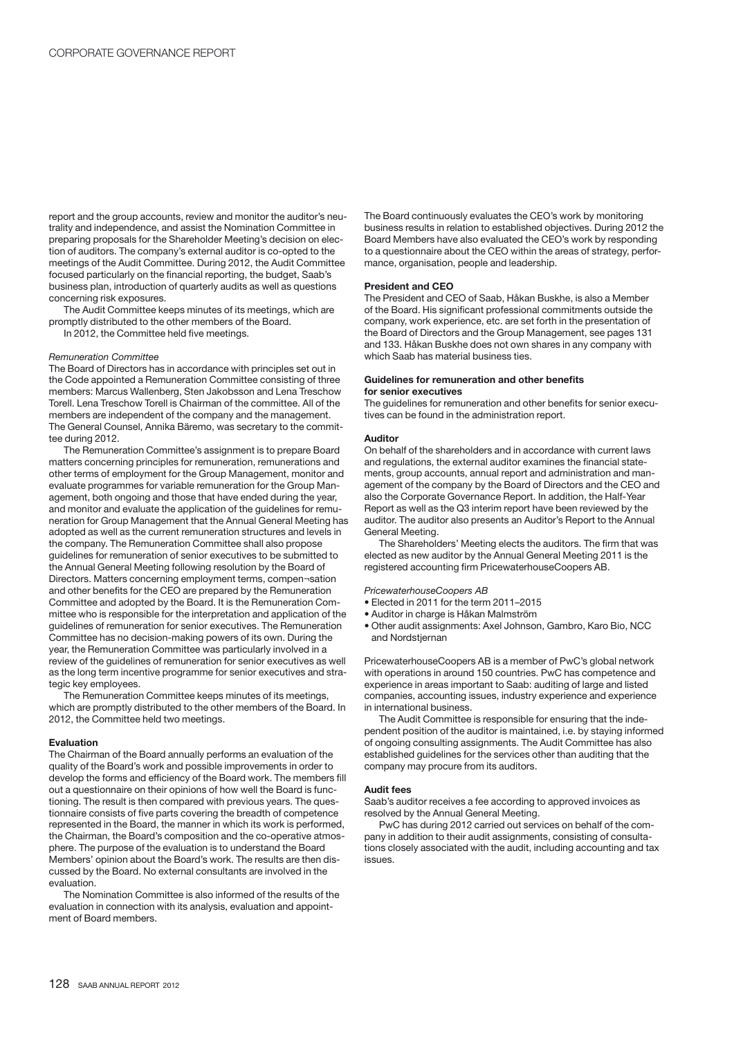report and the group accounts, review and monitor the auditor's neutrality and independence, and assist the Nomination Committee in preparing proposals for the Shareholder Meeting's decision on election of auditors. The company's external auditor is co-opted to the meetings of the Audit Committee. During 2012, the Audit Committee focused particularly on the financial reporting, the budget, Saab's business plan, introduction of quarterly audits as well as questions concerning risk exposures.

The Audit Committee keeps minutes of its meetings, which are promptly distributed to the other members of the Board.

In 2012, the Committee held five meetings.

*Remuneration Committee*

The Board of Directors has in accordance with principles set out in the Code appointed a Remuneration Committee consisting of three members: Marcus Wallenberg, Sten Jakobsson and Lena Treschow Torell. Lena Treschow Torell is Chairman of the committee. All of the members are independent of the company and the management. The General Counsel, Annika Bäremo, was secretary to the committee during 2012.

The Remuneration Committee's assignment is to prepare Board matters concerning principles for remuneration, remunerations and other terms of employment for the Group Management, monitor and evaluate programmes for variable remuneration for the Group Management, both ongoing and those that have ended during the year, and monitor and evaluate the application of the guidelines for remuneration for Group Management that the Annual General Meeting has adopted as well as the current remuneration structures and levels in the company. The Remuneration Committee shall also propose guidelines for remuneration of senior executives to be submitted to the Annual General Meeting following resolution by the Board of Directors. Matters concerning employment terms, compen¬sation and other benefits for the CEO are prepared by the Remuneration Committee and adopted by the Board. It is the Remuneration Committee who is responsible for the interpretation and application of the guidelines of remuneration for senior executives. The Remuneration Committee has no decision-making powers of its own. During the year, the Remuneration Committee was particularly involved in a review of the guidelines of remuneration for senior executives as well as the long term incentive programme for senior executives and strategic key employees.

The Remuneration Committee keeps minutes of its meetings, which are promptly distributed to the other members of the Board. In 2012, the Committee held two meetings.

**Evaluation**

The Chairman of the Board annually performs an evaluation of the quality of the Board's work and possible improvements in order to develop the forms and efficiency of the Board work. The members fill out a questionnaire on their opinions of how well the Board is functioning. The result is then compared with previous years. The questionnaire consists of five parts covering the breadth of competence represented in the Board, the manner in which its work is performed, the Chairman, the Board's composition and the co-operative atmosphere. The purpose of the evaluation is to understand the Board Members' opinion about the Board's work. The results are then discussed by the Board. No external consultants are involved in the evaluation.

The Nomination Committee is also informed of the results of the evaluation in connection with its analysis, evaluation and appointment of Board members.

The Board continuously evaluates the CEO's work by monitoring business results in relation to established objectives. During 2012 the Board Members have also evaluated the CEO's work by responding to a questionnaire about the CEO within the areas of strategy, performance, organisation, people and leadership.

**President and CEO**

The President and CEO of Saab, Håkan Buskhe, is also a Member of the Board. His significant professional commitments outside the company, work experience, etc. are set forth in the presentation of the Board of Directors and the Group Management, see pages 131 and 133. Håkan Buskhe does not own shares in any company with which Saab has material business ties.

**Guidelines for remuneration and other benefits for senior executives**

The guidelines for remuneration and other benefits for senior executives can be found in the administration report.

**Auditor**

On behalf of the shareholders and in accordance with current laws and regulations, the external auditor examines the financial statements, group accounts, annual report and administration and management of the company by the Board of Directors and the CEO and also the Corporate Governance Report. In addition, the Half-Year Report as well as the Q3 interim report have been reviewed by the auditor. The auditor also presents an Auditor's Report to the Annual General Meeting.

The Shareholders' Meeting elects the auditors. The firm that was elected as new auditor by the Annual General Meeting 2011 is the registered accounting firm PricewaterhouseCoopers AB.

*PricewaterhouseCoopers AB*

- Elected in 2011 for the term 2011–2015
- Auditor in charge is Håkan Malmström
- Other audit assignments: Axel Johnson, Gambro, Karo Bio, NCC and Nordstjernan

PricewaterhouseCoopers AB is a member of PwC's global network with operations in around 150 countries. PwC has competence and experience in areas important to Saab: auditing of large and listed companies, accounting issues, industry experience and experience in international business.

The Audit Committee is responsible for ensuring that the independent position of the auditor is maintained, i.e. by staying informed of ongoing consulting assignments. The Audit Committee has also established guidelines for the services other than auditing that the company may procure from its auditors.

**Audit fees**

Saab's auditor receives a fee according to approved invoices as resolved by the Annual General Meeting.

PwC has during 2012 carried out services on behalf of the company in addition to their audit assignments, consisting of consultations closely associated with the audit, including accounting and tax issues.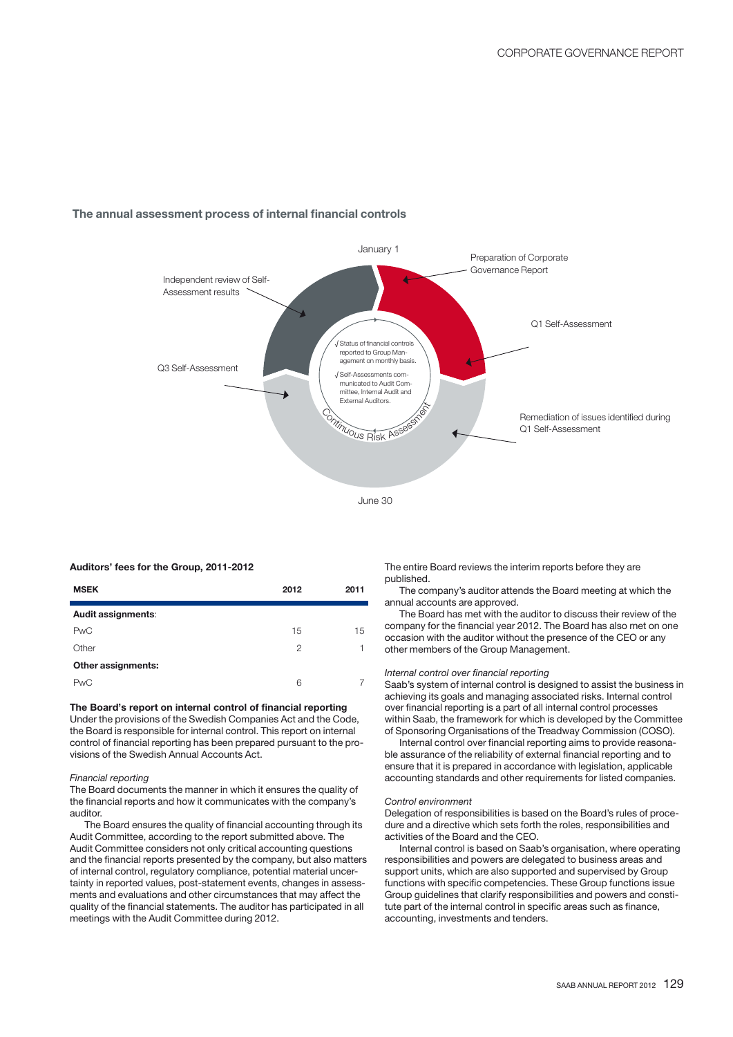## The annual assessment process of internal financial controls

January 1

Preparation of Corporate Governance Report

Q1 Self-Assessment

Remediation of issues identified during Q1 Self-Assessment

June 30

Q3 Self-Assessment

Independent review of Self-Assessment results

√ Status of financial controls reported to Group Management on monthly basis.

√ Self-Assessments communicated to Audit Committee, Internal Audit and External Auditors.

Continuous Risk Assessment

**Auditors' fees for the Group, 2011-2012**

| MSEK | 2012 | 2011 |
|---|---|---|
| **Audit assignments**: | | |
| PwC | 15 | 15 |
| Other | 2 | 1 |
| **Other assignments:** | | |
| PwC | 6 | 7 |

**The Board's report on internal control of financial reporting**

Under the provisions of the Swedish Companies Act and the Code, the Board is responsible for internal control. This report on internal control of financial reporting has been prepared pursuant to the provisions of the Swedish Annual Accounts Act.

*Financial reporting*

The Board documents the manner in which it ensures the quality of the financial reports and how it communicates with the company's auditor.

The Board ensures the quality of financial accounting through its Audit Committee, according to the report submitted above. The Audit Committee considers not only critical accounting questions and the financial reports presented by the company, but also matters of internal control, regulatory compliance, potential material uncertainty in reported values, post-statement events, changes in assessments and evaluations and other circumstances that may affect the quality of the financial statements. The auditor has participated in all meetings with the Audit Committee during 2012.

The entire Board reviews the interim reports before they are published.

The company's auditor attends the Board meeting at which the annual accounts are approved.

The Board has met with the auditor to discuss their review of the company for the financial year 2012. The Board has also met on one occasion with the auditor without the presence of the CEO or any other members of the Group Management.

*Internal control over financial reporting*

Saab's system of internal control is designed to assist the business in achieving its goals and managing associated risks. Internal control over financial reporting is a part of all internal control processes within Saab, the framework for which is developed by the Committee of Sponsoring Organisations of the Treadway Commission (COSO).

Internal control over financial reporting aims to provide reasonable assurance of the reliability of external financial reporting and to ensure that it is prepared in accordance with legislation, applicable accounting standards and other requirements for listed companies.

*Control environment*

Delegation of responsibilities is based on the Board's rules of procedure and a directive which sets forth the roles, responsibilities and activities of the Board and the CEO.

Internal control is based on Saab's organisation, where operating responsibilities and powers are delegated to business areas and support units, which are also supported and supervised by Group functions with specific competencies. These Group functions issue Group guidelines that clarify responsibilities and powers and constitute part of the internal control in specific areas such as finance, accounting, investments and tenders.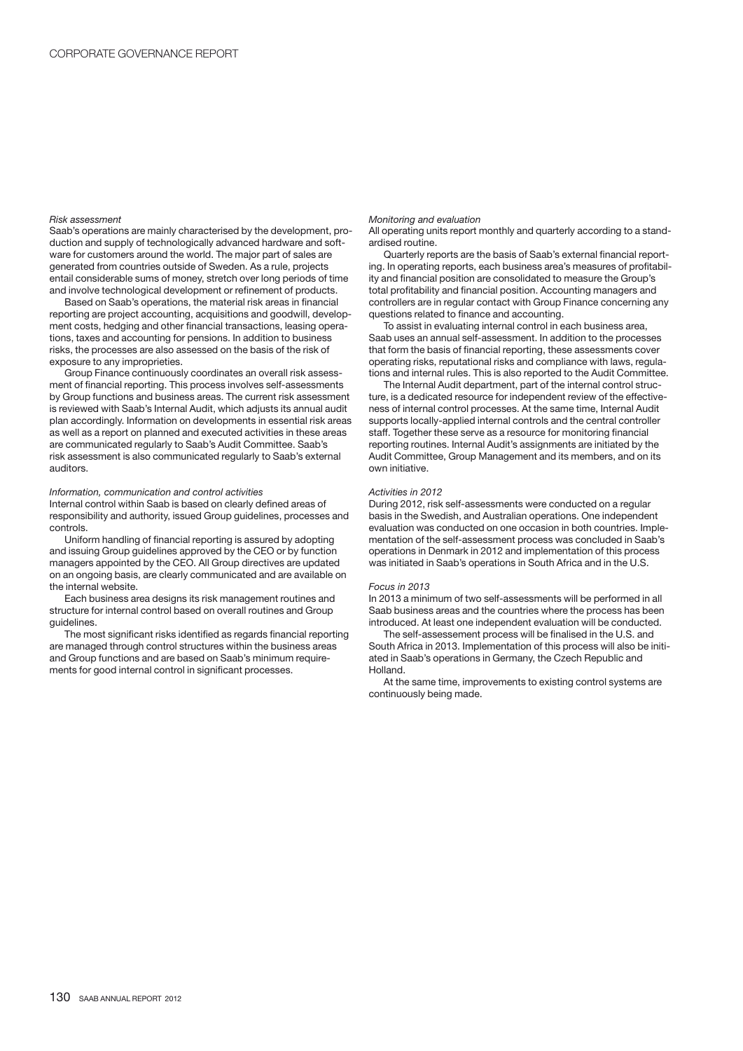*Risk assessment*

Saab's operations are mainly characterised by the development, production and supply of technologically advanced hardware and software for customers around the world. The major part of sales are generated from countries outside of Sweden. As a rule, projects entail considerable sums of money, stretch over long periods of time and involve technological development or refinement of products.

Based on Saab's operations, the material risk areas in financial reporting are project accounting, acquisitions and goodwill, development costs, hedging and other financial transactions, leasing operations, taxes and accounting for pensions. In addition to business risks, the processes are also assessed on the basis of the risk of exposure to any improprieties.

Group Finance continuously coordinates an overall risk assessment of financial reporting. This process involves self-assessments by Group functions and business areas. The current risk assessment is reviewed with Saab's Internal Audit, which adjusts its annual audit plan accordingly. Information on developments in essential risk areas as well as a report on planned and executed activities in these areas are communicated regularly to Saab's Audit Committee. Saab's risk assessment is also communicated regularly to Saab's external auditors.

*Information, communication and control activities*

Internal control within Saab is based on clearly defined areas of responsibility and authority, issued Group guidelines, processes and controls.

Uniform handling of financial reporting is assured by adopting and issuing Group guidelines approved by the CEO or by function managers appointed by the CEO. All Group directives are updated on an ongoing basis, are clearly communicated and are available on the internal website.

Each business area designs its risk management routines and structure for internal control based on overall routines and Group guidelines.

The most significant risks identified as regards financial reporting are managed through control structures within the business areas and Group functions and are based on Saab's minimum requirements for good internal control in significant processes.

*Monitoring and evaluation*

All operating units report monthly and quarterly according to a standardised routine.

Quarterly reports are the basis of Saab's external financial reporting. In operating reports, each business area's measures of profitability and financial position are consolidated to measure the Group's total profitability and financial position. Accounting managers and controllers are in regular contact with Group Finance concerning any questions related to finance and accounting.

To assist in evaluating internal control in each business area, Saab uses an annual self-assessment. In addition to the processes that form the basis of financial reporting, these assessments cover operating risks, reputational risks and compliance with laws, regulations and internal rules. This is also reported to the Audit Committee.

The Internal Audit department, part of the internal control structure, is a dedicated resource for independent review of the effectiveness of internal control processes. At the same time, Internal Audit supports locally-applied internal controls and the central controller staff. Together these serve as a resource for monitoring financial reporting routines. Internal Audit's assignments are initiated by the Audit Committee, Group Management and its members, and on its own initiative.

*Activities in 2012*

During 2012, risk self-assessments were conducted on a regular basis in the Swedish, and Australian operations. One independent evaluation was conducted on one occasion in both countries. Implementation of the self-assessment process was concluded in Saab's operations in Denmark in 2012 and implementation of this process was initiated in Saab's operations in South Africa and in the U.S.

*Focus in 2013*

In 2013 a minimum of two self-assessments will be performed in all Saab business areas and the countries where the process has been introduced. At least one independent evaluation will be conducted.

The self-assesement process will be finalised in the U.S. and South Africa in 2013. Implementation of this process will also be initiated in Saab's operations in Germany, the Czech Republic and Holland.

At the same time, improvements to existing control systems are continuously being made.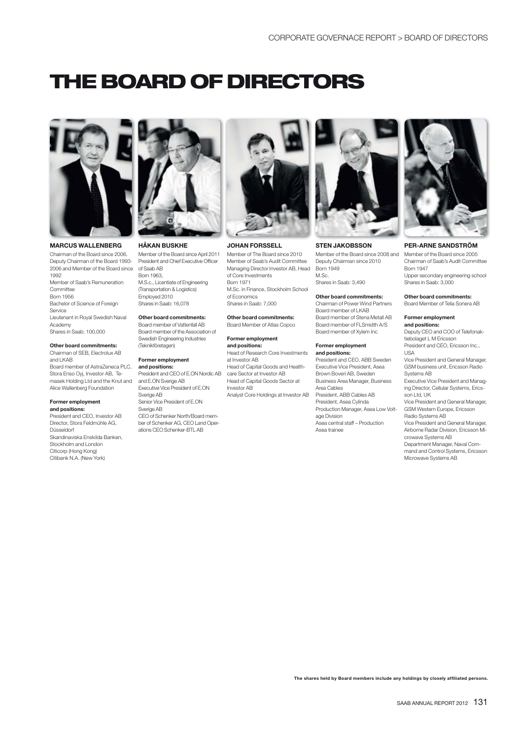# THE BOARD OF DIRECTORS

## MARCUS WALLENBERG

Chairman of the Board since 2006. Deputy Chairman of the Board 1993-2006 and Member of the Board since 1992
Member of Saab's Remuneration Committee
Born 1956
Bachelor of Science of Foreign Service
Lieutenant in Royal Swedish Naval Academy
Shares in Saab: 100,000

**Other board commitments:**
Chairman of SEB, Electrolux AB and LKAB
Board member of AstraZeneca PLC, Stora Enso Oyj, Investor AB, Temasek Holding Ltd and the Knut and Alice Wallenberg Foundation

**Former employment and positions:**
President and CEO, Investor AB
Director, Stora Feldmühle AG, Düsseldorf
Skandinaviska Enskilda Banken, Stockholm and London
Citicorp (Hong Kong)
Citibank N.A. (New York)

## HÅKAN BUSKHE

Member of the Board since April 2011
President and Chief Executive Officer of Saab AB
Born 1963,
M.S.c., Licentiate of Engineering (Transportation & Logistics)
Employed 2010
Shares in Saab: 16,078

**Other board commitments:**
Board member of Vattenfall AB
Board member of the Association of Swedish Engineering Industries (Teknikföretagen)

**Former employment and positions:**
President and CEO of E.ON Nordic AB and E.ON Sverige AB
Executive Vice President of E.ON Sverige AB
Senior Vice President of E.ON Sverige AB
CEO of Schenker North/Board member of Schenker AG, CEO Land Operations CEO Schenker-BTL AB

## JOHAN FORSSELL

Member of The Board since 2010
Member of Saab's Audit Committee
Managing Director Investor AB, Head of Core Investments
Born 1971
M.Sc. in Finance, Stockholm School of Economics
Shares in Saab: 7,000

**Other board commitments:**
Board Member of Atlas Copco

**Former employment and positions:**
Head of Research Core Investments at Investor AB
Head of Capital Goods and Healthcare Sector at Investor AB
Head of Capital Goods Sector at Investor AB
Analyst Core Holdings at Investor AB

## STEN JAKOBSSON

Member of the Board since 2008 and Deputy Chairman since 2010
Born 1949
M.Sc.
Shares in Saab: 3,490

**Other board commitments:**
Chairman of Power Wind Partners
Board member of LKAB
Board member of Stena Metall AB
Board member of FLSmidth A/S
Board member of Xylem Inc

**Former employment and positions:**
President and CEO, ABB Sweden
Executive Vice President, Asea Brown Boveri AB, Sweden
Business Area Manager, Business Area Cables
President, ABB Cables AB
President, Asea Cylinda
Production Manager, Asea Low Voltage Division
Asea central staff – Production
Asea trainee

## PER-ARNE SANDSTRÖM

Member of the Board since 2005
Chairman of Saab's Audit Committee
Born 1947
Upper secondary engineering school
Shares in Saab: 3,000

**Other board commitments:**
Board Member of Telia Sonera AB

**Former employment and positions:**
Deputy CEO and COO of Telefonaktiebolaget L M Ericsson
President and CEO, Ericsson Inc., USA
Vice President and General Manager, GSM business unit, Ericsson Radio Systems AB
Executive Vice President and Managing Director, Cellular Systems, Ericsson Ltd, UK
Vice President and General Manager, GSM Western Europe, Ericsson Radio Systems AB
Vice President and General Manager, Airborne Radar Division, Ericsson Microwave Systems AB
Department Manager, Naval Command and Control Systems, Ericsson Microwave Systems AB

**The shares held by Board members include any holdings by closely affiliated persons.**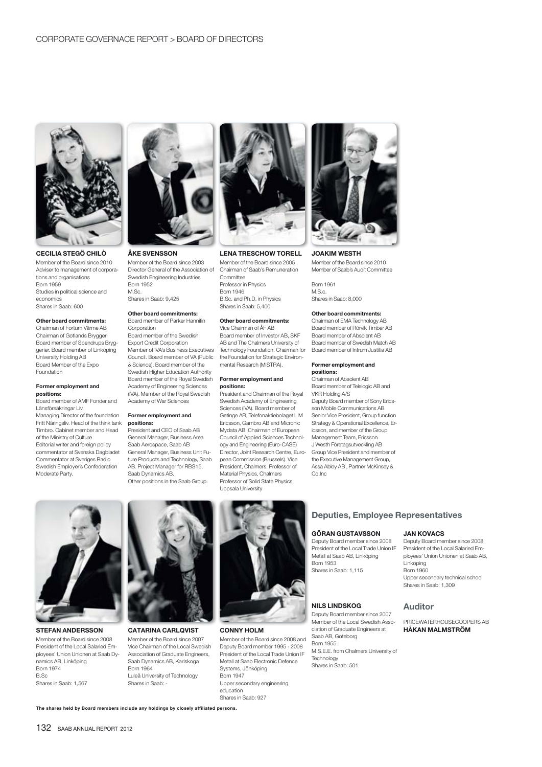### CECILIA STEGÖ CHILÒ

Member of the Board since 2010
Adviser to management of corporations and organisations
Born 1959
Studies in political science and economics
Shares in Saab: 600

**Other board commitments:**
Chairman of Fortum Värme AB
Chairman of Gotlands Bryggeri
Board member of Spendrups Bryggerier. Board member of Linköping University Holding AB
Board Member of the Expo Foundation

**Former employment and positions:**
Board member of AMF Fonder and Länsförsäkringar Liv,
Managing Director of the foundation Fritt Näringsliv. Head of the think tank Timbro. Cabinet member and Head of the Ministry of Culture
Editorial writer and foreign policy commentator at Svenska Dagbladet
Commentator at Sveriges Radio
Swedish Employer's Confederation
Moderate Party.

### ÅKE SVENSSON

Member of the Board since 2003
Director General of the Association of Swedish Engineering Industries
Born 1952
M.Sc.
Shares in Saab: 9,425

**Other board commitments:**
Board member of Parker Hannifin Corporation
Board member of the Swedish Export Credit Corporation
Member of IVA's Business Executives Council. Board member of VA (Public & Science). Board member of the Swedish Higher Education Authority
Board member of the Royal Swedish Academy of Engineering Sciences (IVA). Member of the Royal Swedish Academy of War Sciences

**Former employment and positions:**
President and CEO of Saab AB
General Manager, Business Area Saab Aerospace, Saab AB
General Manager, Business Unit Future Products and Technology, Saab AB. Project Manager for RBS15, Saab Dynamics AB.
Other positions in the Saab Group.

### LENA TRESCHOW TORELL

Member of the Board since 2005
Chairman of Saab's Remuneration Committee
Professor in Physics
Born 1946
B.Sc. and Ph.D. in Physics
Shares in Saab: 5,400

**Other board commitments:**
Vice Chairman of ÅF AB
Board member of Investor AB, SKF AB and The Chalmers University of Technology Foundation. Chairman for the Foundation for Strategic Environmental Research (MISTRA).

**Former employment and positions:**
President and Chairman of the Royal Swedish Academy of Engineering Sciences (IVA). Board member of Getinge AB, Telefonaktiebolaget L M Ericsson, Gambro AB and Micronic Mydata AB. Chairman of European Council of Applied Sciences Technology and Engineering (Euro-CASE)
Director, Joint Research Centre, European Commission (Brussels). Vice President, Chalmers. Professor of Material Physics, Chalmers
Professor of Solid State Physics, Uppsala University

### JOAKIM WESTH

Member of the Board since 2010
Member of Saab's Audit Committee

Born 1961
M.S.c.
Shares in Saab: 8,000

**Other board commitments:**
Chairman of EMA Technology AB
Board member of Rörvik Timber AB
Board member of Absolent AB
Board member of Swedish Match AB
Board member of Intrum Justitia AB

**Former employment and positions:**
Chairman of Absolent AB
Board member of Telelogic AB and VKR Holding A/S
Deputy Board member of Sony Ericsson Mobile Communications AB
Senior Vice President, Group function Strategy & Operational Excellence, Ericsson, and member of the Group Management Team, Ericsson
J Westh Företagsutveckling AB
Group Vice President and member of the Executive Management Group, Assa Abloy AB , Partner McKinsey & Co.Inc

### STEFAN ANDERSSON

Member of the Board since 2008
President of the Local Salaried Employees' Union Unionen at Saab Dynamics AB, Linköping
Born 1974
B.Sc
Shares in Saab: 1,567

### CATARINA CARLQVIST

Member of the Board since 2007
Vice Chairman of the Local Swedish Association of Graduate Engineers, Saab Dynamics AB, Karlskoga
Born 1964
Luleå University of Technology
Shares in Saab: -

### CONNY HOLM

Member of the Board since 2008 and Deputy Board member 1995 - 2008
President of the Local Trade Union IF Metall at Saab Electronic Defence Systems, Jönköping
Born 1947
Upper secondary engineering education
Shares in Saab: 927

## Deputies, Employee Representatives

### GÖRAN GUSTAVSSON

Deputy Board member since 2008
President of the Local Trade Union IF Metall at Saab AB, Linköping
Born 1953
Shares in Saab: 1,115

### JAN KOVACS

Deputy Board member since 2008
President of the Local Salaried Employees' Union Unionen at Saab AB, Linköping
Born 1960
Upper secondary technical school
Shares in Saab: 1,309

### NILS LINDSKOG

Deputy Board member since 2007
Member of the Local Swedish Association of Graduate Engineers at Saab AB, Göteborg
Born 1955
M.S.E.E. from Chalmers University of Technology
Shares in Saab: 501

## Auditor

PRICEWATERHOUSECOOPERS AB
**HÅKAN MALMSTRÖM**

**The shares held by Board members include any holdings by closely affiliated persons.**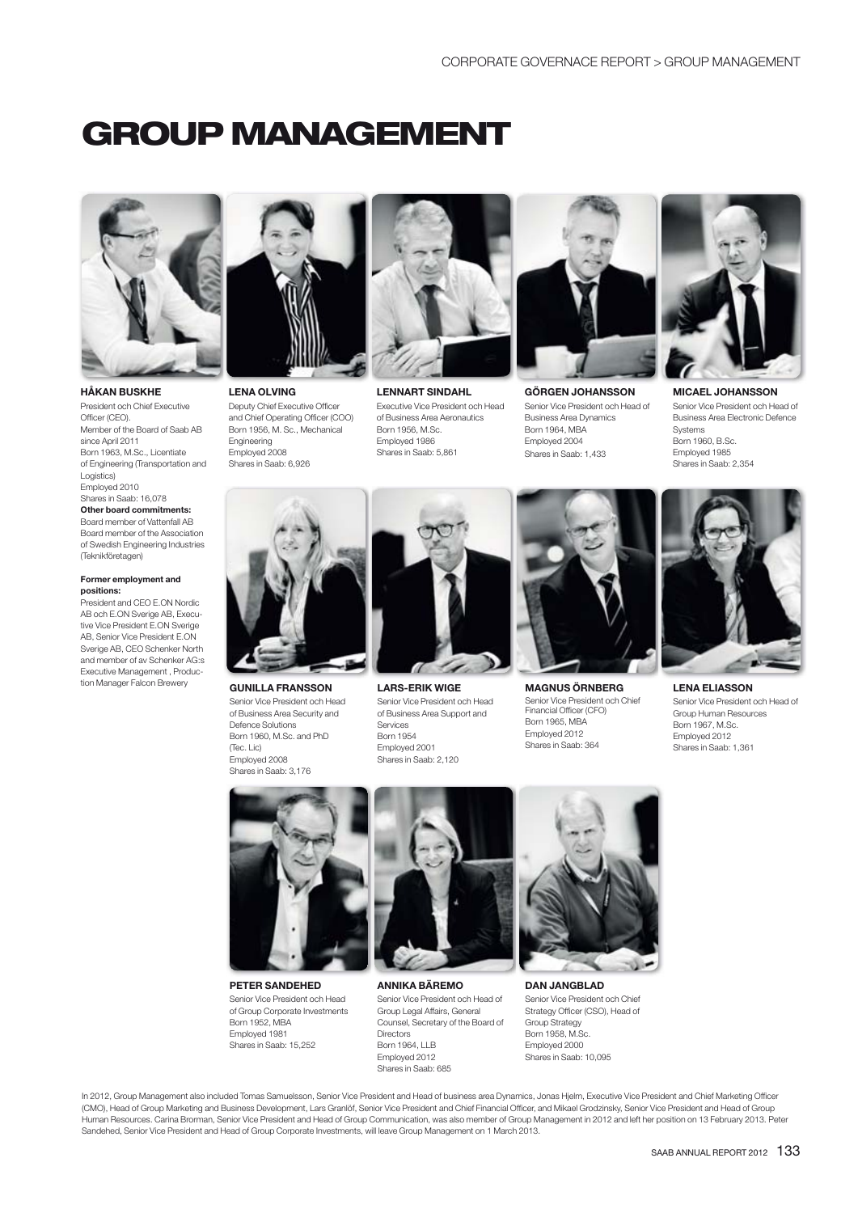# GROUP MANAGEMENT

**HÅKAN BUSKHE**
President och Chief Executive Officer (CEO).
Member of the Board of Saab AB since April 2011
Born 1963, M.Sc., Licentiate of Engineering (Transportation and Logistics)
Employed 2010
Shares in Saab: 16,078

**Other board commitments:**
Board member of Vattenfall AB
Board member of the Association of Swedish Engineering Industries (Teknikföretagen)

**Former employment and positions:**
President and CEO E.ON Nordic AB och E.ON Sverige AB, Executive Vice President E.ON Sverige AB, Senior Vice President E.ON Sverige AB, CEO Schenker North and member of av Schenker AG:s Executive Management , Production Manager Falcon Brewery

**LENA OLVING**
Deputy Chief Executive Officer and Chief Operating Officer (COO)
Born 1956, M. Sc., Mechanical Engineering
Employed 2008
Shares in Saab: 6,926

**LENNART SINDAHL**
Executive Vice President och Head of Business Area Aeronautics
Born 1956, M.Sc.
Employed 1986
Shares in Saab: 5,861

**GÖRGEN JOHANSSON**
Senior Vice President och Head of Business Area Dynamics
Born 1964, MBA
Employed 2004
Shares in Saab: 1,433

**MICAEL JOHANSSON**
Senior Vice President och Head of Business Area Electronic Defence Systems
Born 1960, B.Sc.
Employed 1985
Shares in Saab: 2,354

**GUNILLA FRANSSON**
Senior Vice President och Head of Business Area Security and Defence Solutions
Born 1960, M.Sc. and PhD (Tec. Lic)
Employed 2008
Shares in Saab: 3,176

**LARS-ERIK WIGE**
Senior Vice President och Head of Business Area Support and Services
Born 1954
Employed 2001
Shares in Saab: 2,120

**MAGNUS ÖRNBERG**
Senior Vice President och Chief Financial Officer (CFO)
Born 1965, MBA
Employed 2012
Shares in Saab: 364

**LENA ELIASSON**
Senior Vice President och Head of Group Human Resources
Born 1967, M.Sc.
Employed 2012
Shares in Saab: 1,361

**PETER SANDEHED**
Senior Vice President och Head of Group Corporate Investments
Born 1952, MBA
Employed 1981
Shares in Saab: 15,252

**ANNIKA BÄREMO**
Senior Vice President och Head of Group Legal Affairs, General Counsel, Secretary of the Board of Directors
Born 1964, LLB
Employed 2012
Shares in Saab: 685

**DAN JANGBLAD**
Senior Vice President och Chief Strategy Officer (CSO), Head of Group Strategy
Born 1958, M.Sc.
Employed 2000
Shares in Saab: 10,095

In 2012, Group Management also included Tomas Samuelsson, Senior Vice President and Head of business area Dynamics, Jonas Hjelm, Executive Vice President and Chief Marketing Officer (CMO), Head of Group Marketing and Business Development, Lars Granlöf, Senior Vice President and Chief Financial Officer, and Mikael Grodzinsky, Senior Vice President and Head of Group Human Resources. Carina Brorman, Senior Vice President and Head of Group Communication, was also member of Group Management in 2012 and left her position on 13 February 2013. Peter Sandehed, Senior Vice President and Head of Group Corporate Investments, will leave Group Management on 1 March 2013.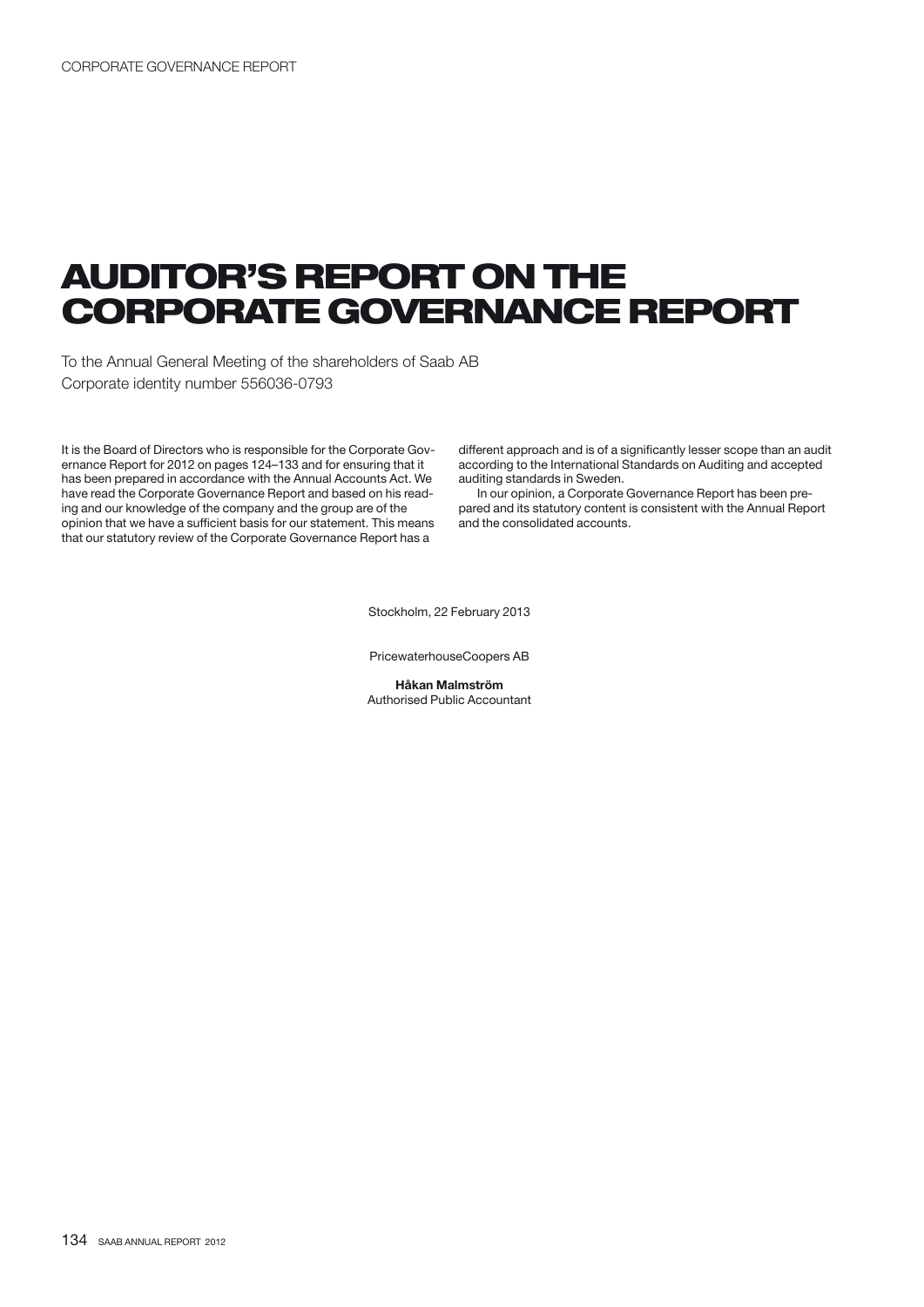# AUDITOR'S REPORT ON THE CORPORATE GOVERNANCE REPORT

To the Annual General Meeting of the shareholders of Saab AB
Corporate identity number 556036-0793

It is the Board of Directors who is responsible for the Corporate Governance Report for 2012 on pages 124–133 and for ensuring that it has been prepared in accordance with the Annual Accounts Act. We have read the Corporate Governance Report and based on his reading and our knowledge of the company and the group are of the opinion that we have a sufficient basis for our statement. This means that our statutory review of the Corporate Governance Report has a different approach and is of a significantly lesser scope than an audit according to the International Standards on Auditing and accepted auditing standards in Sweden.

In our opinion, a Corporate Governance Report has been prepared and its statutory content is consistent with the Annual Report and the consolidated accounts.

Stockholm, 22 February 2013

PricewaterhouseCoopers AB

**Håkan Malmström**
Authorised Public Accountant